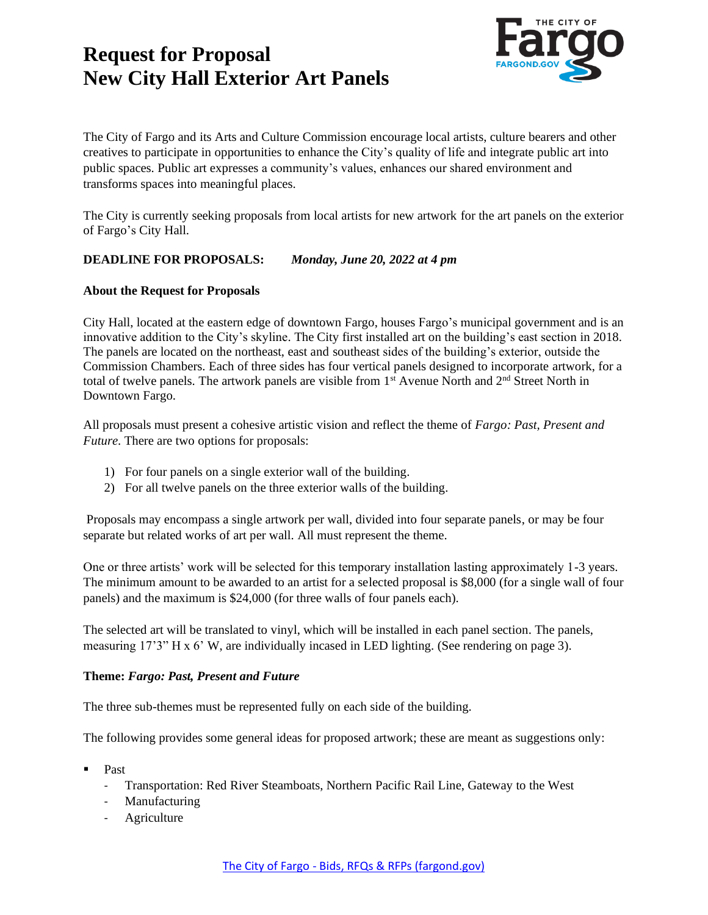# Request for Proposal
# New City Hall Exterior Art Panels

The City of Fargo and its Arts and Culture Commission encourage local artists, culture bearers and other creatives to participate in opportunities to enhance the City's quality of life and integrate public art into public spaces. Public art expresses a community's values, enhances our shared environment and transforms spaces into meaningful places.

The City is currently seeking proposals from local artists for new artwork for the art panels on the exterior of Fargo's City Hall.

**DEADLINE FOR PROPOSALS:** ***Monday, June 20, 2022 at 4 pm***

**About the Request for Proposals**

City Hall, located at the eastern edge of downtown Fargo, houses Fargo's municipal government and is an innovative addition to the City's skyline. The City first installed art on the building's east section in 2018. The panels are located on the northeast, east and southeast sides of the building's exterior, outside the Commission Chambers. Each of three sides has four vertical panels designed to incorporate artwork, for a total of twelve panels. The artwork panels are visible from 1st Avenue North and 2nd Street North in Downtown Fargo.

All proposals must present a cohesive artistic vision and reflect the theme of *Fargo: Past, Present and Future*. There are two options for proposals:

1) For four panels on a single exterior wall of the building.
2) For all twelve panels on the three exterior walls of the building.

Proposals may encompass a single artwork per wall, divided into four separate panels, or may be four separate but related works of art per wall. All must represent the theme.

One or three artists' work will be selected for this temporary installation lasting approximately 1-3 years. The minimum amount to be awarded to an artist for a selected proposal is $8,000 (for a single wall of four panels) and the maximum is $24,000 (for three walls of four panels each).

The selected art will be translated to vinyl, which will be installed in each panel section. The panels, measuring 17'3" H x 6' W, are individually incased in LED lighting. (See rendering on page 3).

**Theme:** ***Fargo: Past, Present and Future***

The three sub-themes must be represented fully on each side of the building.

The following provides some general ideas for proposed artwork; these are meant as suggestions only:

- Past
  - Transportation: Red River Steamboats, Northern Pacific Rail Line, Gateway to the West
  - Manufacturing
  - Agriculture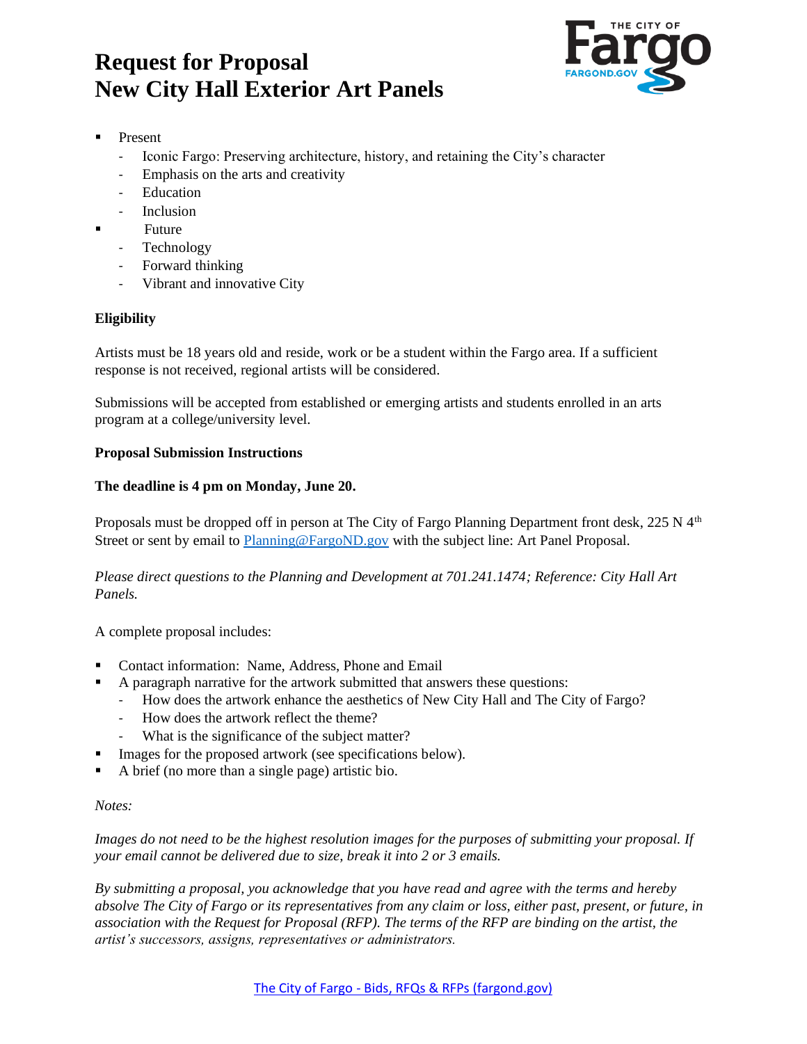# Request for Proposal
# New City Hall Exterior Art Panels

- Present
  - Iconic Fargo: Preserving architecture, history, and retaining the City's character
  - Emphasis on the arts and creativity
  - Education
  - Inclusion
- Future
  - Technology
  - Forward thinking
  - Vibrant and innovative City

**Eligibility**

Artists must be 18 years old and reside, work or be a student within the Fargo area. If a sufficient response is not received, regional artists will be considered.

Submissions will be accepted from established or emerging artists and students enrolled in an arts program at a college/university level.

**Proposal Submission Instructions**

**The deadline is 4 pm on Monday, June 20.**

Proposals must be dropped off in person at The City of Fargo Planning Department front desk, 225 N 4th Street or sent by email to Planning@FargoND.gov with the subject line: Art Panel Proposal.

*Please direct questions to the Planning and Development at 701.241.1474; Reference: City Hall Art Panels.*

A complete proposal includes:

- Contact information: Name, Address, Phone and Email
- A paragraph narrative for the artwork submitted that answers these questions:
  - How does the artwork enhance the aesthetics of New City Hall and The City of Fargo?
  - How does the artwork reflect the theme?
  - What is the significance of the subject matter?
- Images for the proposed artwork (see specifications below).
- A brief (no more than a single page) artistic bio.

*Notes:*

*Images do not need to be the highest resolution images for the purposes of submitting your proposal. If your email cannot be delivered due to size, break it into 2 or 3 emails.*

*By submitting a proposal, you acknowledge that you have read and agree with the terms and hereby absolve The City of Fargo or its representatives from any claim or loss, either past, present, or future, in association with the Request for Proposal (RFP). The terms of the RFP are binding on the artist, the artist's successors, assigns, representatives or administrators.*

The City of Fargo - Bids, RFQs & RFPs (fargond.gov)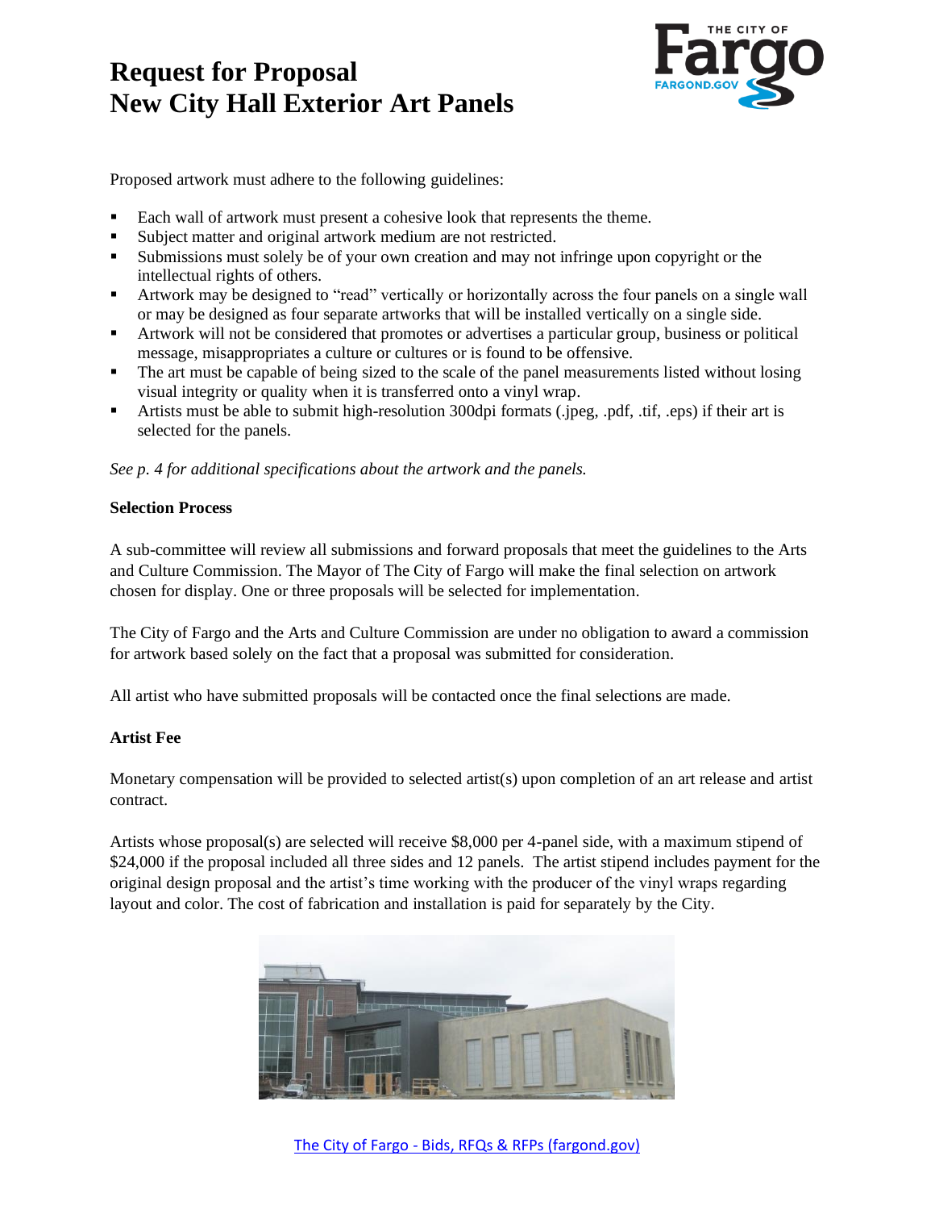# Request for Proposal
# New City Hall Exterior Art Panels

Proposed artwork must adhere to the following guidelines:

- Each wall of artwork must present a cohesive look that represents the theme.
- Subject matter and original artwork medium are not restricted.
- Submissions must solely be of your own creation and may not infringe upon copyright or the intellectual rights of others.
- Artwork may be designed to "read" vertically or horizontally across the four panels on a single wall or may be designed as four separate artworks that will be installed vertically on a single side.
- Artwork will not be considered that promotes or advertises a particular group, business or political message, misappropriates a culture or cultures or is found to be offensive.
- The art must be capable of being sized to the scale of the panel measurements listed without losing visual integrity or quality when it is transferred onto a vinyl wrap.
- Artists must be able to submit high-resolution 300dpi formats (.jpeg, .pdf, .tif, .eps) if their art is selected for the panels.

*See p. 4 for additional specifications about the artwork and the panels.*

**Selection Process**

A sub-committee will review all submissions and forward proposals that meet the guidelines to the Arts and Culture Commission. The Mayor of The City of Fargo will make the final selection on artwork chosen for display. One or three proposals will be selected for implementation.

The City of Fargo and the Arts and Culture Commission are under no obligation to award a commission for artwork based solely on the fact that a proposal was submitted for consideration.

All artist who have submitted proposals will be contacted once the final selections are made.

**Artist Fee**

Monetary compensation will be provided to selected artist(s) upon completion of an art release and artist contract.

Artists whose proposal(s) are selected will receive $8,000 per 4-panel side, with a maximum stipend of $24,000 if the proposal included all three sides and 12 panels. The artist stipend includes payment for the original design proposal and the artist's time working with the producer of the vinyl wraps regarding layout and color. The cost of fabrication and installation is paid for separately by the City.

[The City of Fargo - Bids, RFQs & RFPs (fargond.gov)](fargond.gov)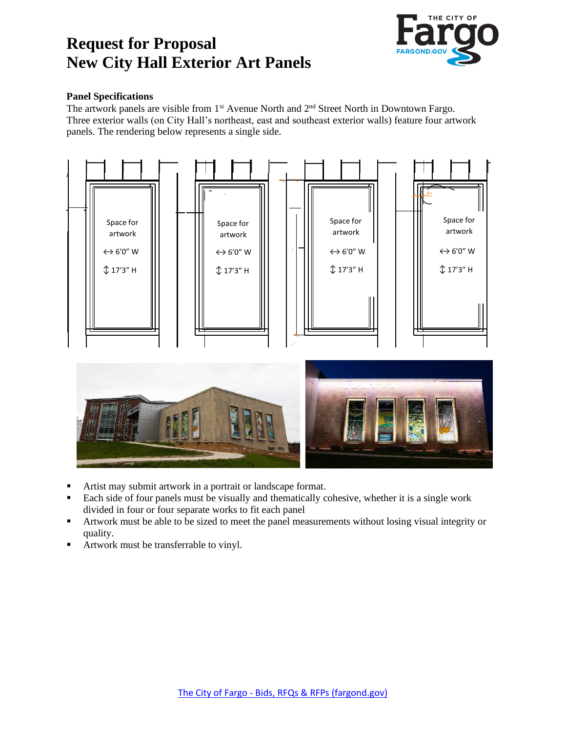# Request for Proposal
# New City Hall Exterior Art Panels

**Panel Specifications**

The artwork panels are visible from 1st Avenue North and 2nd Street North in Downtown Fargo. Three exterior walls (on City Hall's northeast, east and southeast exterior walls) feature four artwork panels. The rendering below represents a single side.

Space for artwork
↔ 6'0" W
↕ 17'3" H

Space for artwork
↔ 6'0" W
↕ 17'3" H

Space for artwork
↔ 6'0" W
↕ 17'3" H

Space for artwork
↔ 6'0" W
↕ 17'3" H

- Artist may submit artwork in a portrait or landscape format.
- Each side of four panels must be visually and thematically cohesive, whether it is a single work divided in four or four separate works to fit each panel
- Artwork must be able to be sized to meet the panel measurements without losing visual integrity or quality.
- Artwork must be transferrable to vinyl.

[The City of Fargo - Bids, RFQs & RFPs (fargond.gov)](fargond.gov)